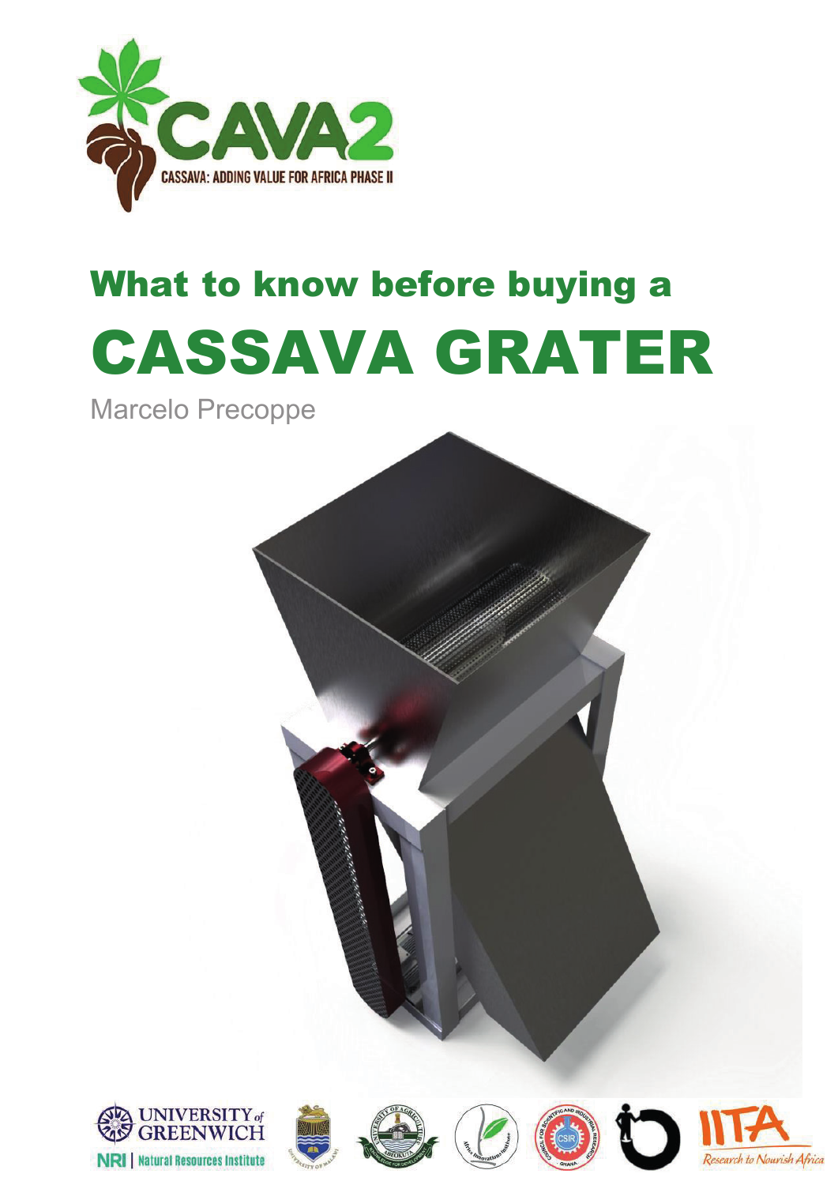CAVA2

CASSAVA: ADDING VALUE FOR AFRICA PHASE II

# What to know before buying a CASSAVA GRATER

Marcelo Precoppe

UNIVERSITY of GREENWICH

NRI | Natural Resources Institute

IITA

Research to Nourish Africa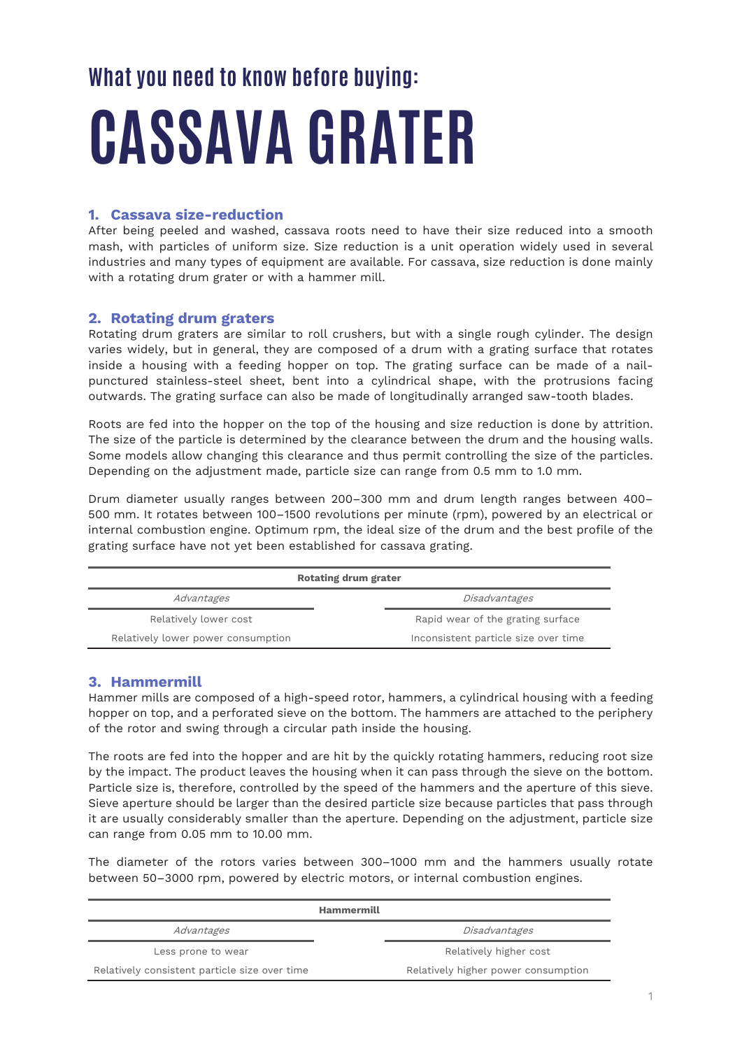## What you need to know before buying:

# CASSAVA GRATER

### 1. Cassava size-reduction

After being peeled and washed, cassava roots need to have their size reduced into a smooth mash, with particles of uniform size. Size reduction is a unit operation widely used in several industries and many types of equipment are available. For cassava, size reduction is done mainly with a rotating drum grater or with a hammer mill.

### 2. Rotating drum graters

Rotating drum graters are similar to roll crushers, but with a single rough cylinder. The design varies widely, but in general, they are composed of a drum with a grating surface that rotates inside a housing with a feeding hopper on top. The grating surface can be made of a nail-punctured stainless-steel sheet, bent into a cylindrical shape, with the protrusions facing outwards. The grating surface can also be made of longitudinally arranged saw-tooth blades.

Roots are fed into the hopper on the top of the housing and size reduction is done by attrition. The size of the particle is determined by the clearance between the drum and the housing walls. Some models allow changing this clearance and thus permit controlling the size of the particles. Depending on the adjustment made, particle size can range from 0.5 mm to 1.0 mm.

Drum diameter usually ranges between 200–300 mm and drum length ranges between 400–500 mm. It rotates between 100–1500 revolutions per minute (rpm), powered by an electrical or internal combustion engine. Optimum rpm, the ideal size of the drum and the best profile of the grating surface have not yet been established for cassava grating.

| **Rotating drum grater** | |
|---|---|
| *Advantages* | *Disadvantages* |
| Relatively lower cost | Rapid wear of the grating surface |
| Relatively lower power consumption | Inconsistent particle size over time |

### 3. Hammermill

Hammer mills are composed of a high-speed rotor, hammers, a cylindrical housing with a feeding hopper on top, and a perforated sieve on the bottom. The hammers are attached to the periphery of the rotor and swing through a circular path inside the housing.

The roots are fed into the hopper and are hit by the quickly rotating hammers, reducing root size by the impact. The product leaves the housing when it can pass through the sieve on the bottom. Particle size is, therefore, controlled by the speed of the hammers and the aperture of this sieve. Sieve aperture should be larger than the desired particle size because particles that pass through it are usually considerably smaller than the aperture. Depending on the adjustment, particle size can range from 0.05 mm to 10.00 mm.

The diameter of the rotors varies between 300–1000 mm and the hammers usually rotate between 50–3000 rpm, powered by electric motors, or internal combustion engines.

| **Hammermill** | |
|---|---|
| *Advantages* | *Disadvantages* |
| Less prone to wear | Relatively higher cost |
| Relatively consistent particle size over time | Relatively higher power consumption |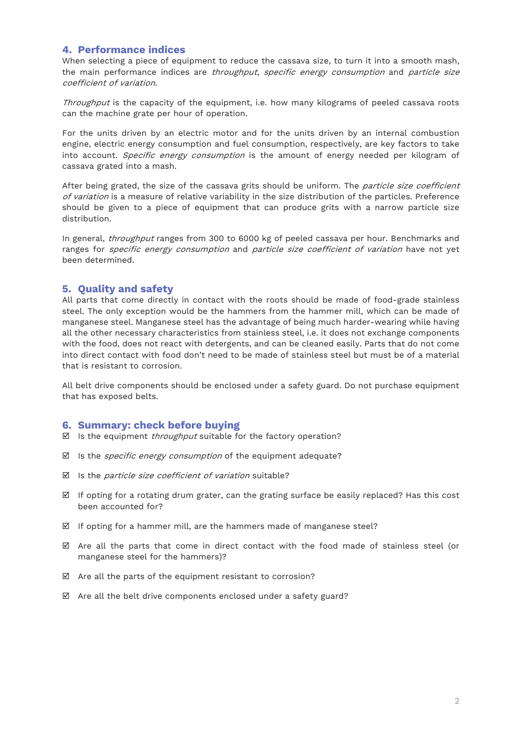## 4. Performance indices

When selecting a piece of equipment to reduce the cassava size, to turn it into a smooth mash, the main performance indices are *throughput*, *specific energy consumption* and *particle size coefficient of variation*.

*Throughput* is the capacity of the equipment, i.e. how many kilograms of peeled cassava roots can the machine grate per hour of operation.

For the units driven by an electric motor and for the units driven by an internal combustion engine, electric energy consumption and fuel consumption, respectively, are key factors to take into account. *Specific energy consumption* is the amount of energy needed per kilogram of cassava grated into a mash.

After being grated, the size of the cassava grits should be uniform. The *particle size coefficient of variation* is a measure of relative variability in the size distribution of the particles. Preference should be given to a piece of equipment that can produce grits with a narrow particle size distribution.

In general, *throughput* ranges from 300 to 6000 kg of peeled cassava per hour. Benchmarks and ranges for *specific energy consumption* and *particle size coefficient of variation* have not yet been determined.

## 5. Quality and safety

All parts that come directly in contact with the roots should be made of food-grade stainless steel. The only exception would be the hammers from the hammer mill, which can be made of manganese steel. Manganese steel has the advantage of being much harder-wearing while having all the other necessary characteristics from stainless steel, i.e. it does not exchange components with the food, does not react with detergents, and can be cleaned easily. Parts that do not come into direct contact with food don't need to be made of stainless steel but must be of a material that is resistant to corrosion.

All belt drive components should be enclosed under a safety guard. Do not purchase equipment that has exposed belts.

## 6. Summary: check before buying

- ☑ Is the equipment *throughput* suitable for the factory operation?
- ☑ Is the *specific energy consumption* of the equipment adequate?
- ☑ Is the *particle size coefficient of variation* suitable?
- ☑ If opting for a rotating drum grater, can the grating surface be easily replaced? Has this cost been accounted for?
- ☑ If opting for a hammer mill, are the hammers made of manganese steel?
- ☑ Are all the parts that come in direct contact with the food made of stainless steel (or manganese steel for the hammers)?
- ☑ Are all the parts of the equipment resistant to corrosion?
- ☑ Are all the belt drive components enclosed under a safety guard?